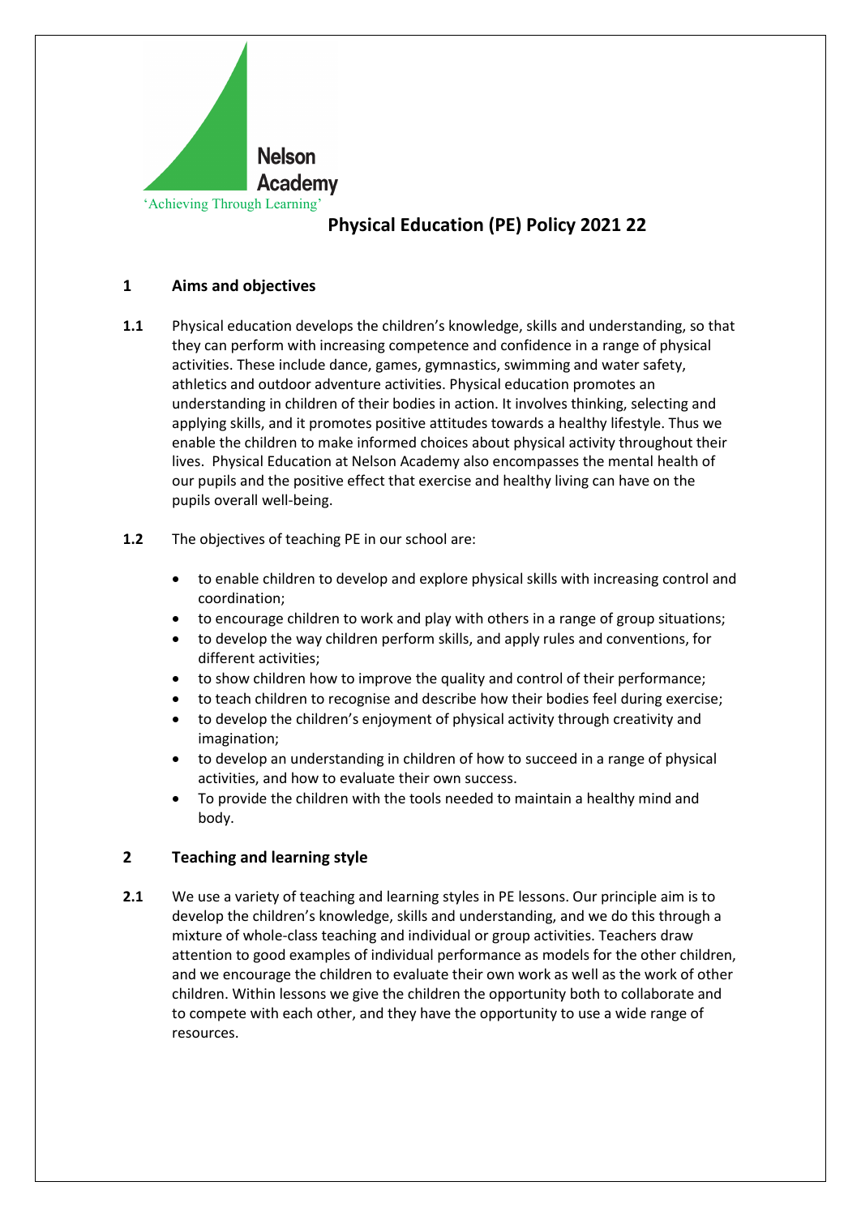Nelson Academy

'Achieving Through Learning'

# Physical Education (PE) Policy 2021 22

## 1 Aims and objectives

**1.1** Physical education develops the children's knowledge, skills and understanding, so that they can perform with increasing competence and confidence in a range of physical activities. These include dance, games, gymnastics, swimming and water safety, athletics and outdoor adventure activities. Physical education promotes an understanding in children of their bodies in action. It involves thinking, selecting and applying skills, and it promotes positive attitudes towards a healthy lifestyle. Thus we enable the children to make informed choices about physical activity throughout their lives. Physical Education at Nelson Academy also encompasses the mental health of our pupils and the positive effect that exercise and healthy living can have on the pupils overall well-being.

**1.2** The objectives of teaching PE in our school are:

- to enable children to develop and explore physical skills with increasing control and coordination;
- to encourage children to work and play with others in a range of group situations;
- to develop the way children perform skills, and apply rules and conventions, for different activities;
- to show children how to improve the quality and control of their performance;
- to teach children to recognise and describe how their bodies feel during exercise;
- to develop the children's enjoyment of physical activity through creativity and imagination;
- to develop an understanding in children of how to succeed in a range of physical activities, and how to evaluate their own success.
- To provide the children with the tools needed to maintain a healthy mind and body.

## 2 Teaching and learning style

**2.1** We use a variety of teaching and learning styles in PE lessons. Our principle aim is to develop the children's knowledge, skills and understanding, and we do this through a mixture of whole-class teaching and individual or group activities. Teachers draw attention to good examples of individual performance as models for the other children, and we encourage the children to evaluate their own work as well as the work of other children. Within lessons we give the children the opportunity both to collaborate and to compete with each other, and they have the opportunity to use a wide range of resources.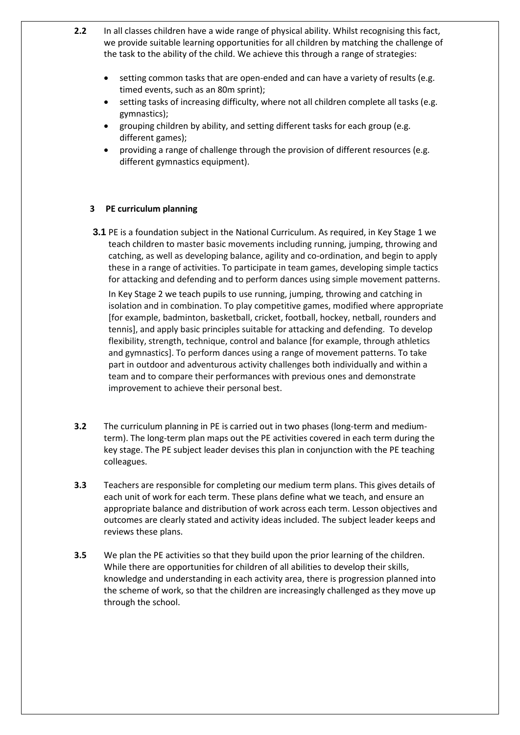**2.2** In all classes children have a wide range of physical ability. Whilst recognising this fact, we provide suitable learning opportunities for all children by matching the challenge of the task to the ability of the child. We achieve this through a range of strategies:

- setting common tasks that are open-ended and can have a variety of results (e.g. timed events, such as an 80m sprint);
- setting tasks of increasing difficulty, where not all children complete all tasks (e.g. gymnastics);
- grouping children by ability, and setting different tasks for each group (e.g. different games);
- providing a range of challenge through the provision of different resources (e.g. different gymnastics equipment).

## 3 PE curriculum planning

**3.1** PE is a foundation subject in the National Curriculum. As required, in Key Stage 1 we teach children to master basic movements including running, jumping, throwing and catching, as well as developing balance, agility and co-ordination, and begin to apply these in a range of activities. To participate in team games, developing simple tactics for attacking and defending and to perform dances using simple movement patterns.

In Key Stage 2 we teach pupils to use running, jumping, throwing and catching in isolation and in combination. To play competitive games, modified where appropriate [for example, badminton, basketball, cricket, football, hockey, netball, rounders and tennis], and apply basic principles suitable for attacking and defending. To develop flexibility, strength, technique, control and balance [for example, through athletics and gymnastics]. To perform dances using a range of movement patterns. To take part in outdoor and adventurous activity challenges both individually and within a team and to compare their performances with previous ones and demonstrate improvement to achieve their personal best.

**3.2** The curriculum planning in PE is carried out in two phases (long-term and medium-term). The long-term plan maps out the PE activities covered in each term during the key stage. The PE subject leader devises this plan in conjunction with the PE teaching colleagues.

**3.3** Teachers are responsible for completing our medium term plans. This gives details of each unit of work for each term. These plans define what we teach, and ensure an appropriate balance and distribution of work across each term. Lesson objectives and outcomes are clearly stated and activity ideas included. The subject leader keeps and reviews these plans.

**3.5** We plan the PE activities so that they build upon the prior learning of the children. While there are opportunities for children of all abilities to develop their skills, knowledge and understanding in each activity area, there is progression planned into the scheme of work, so that the children are increasingly challenged as they move up through the school.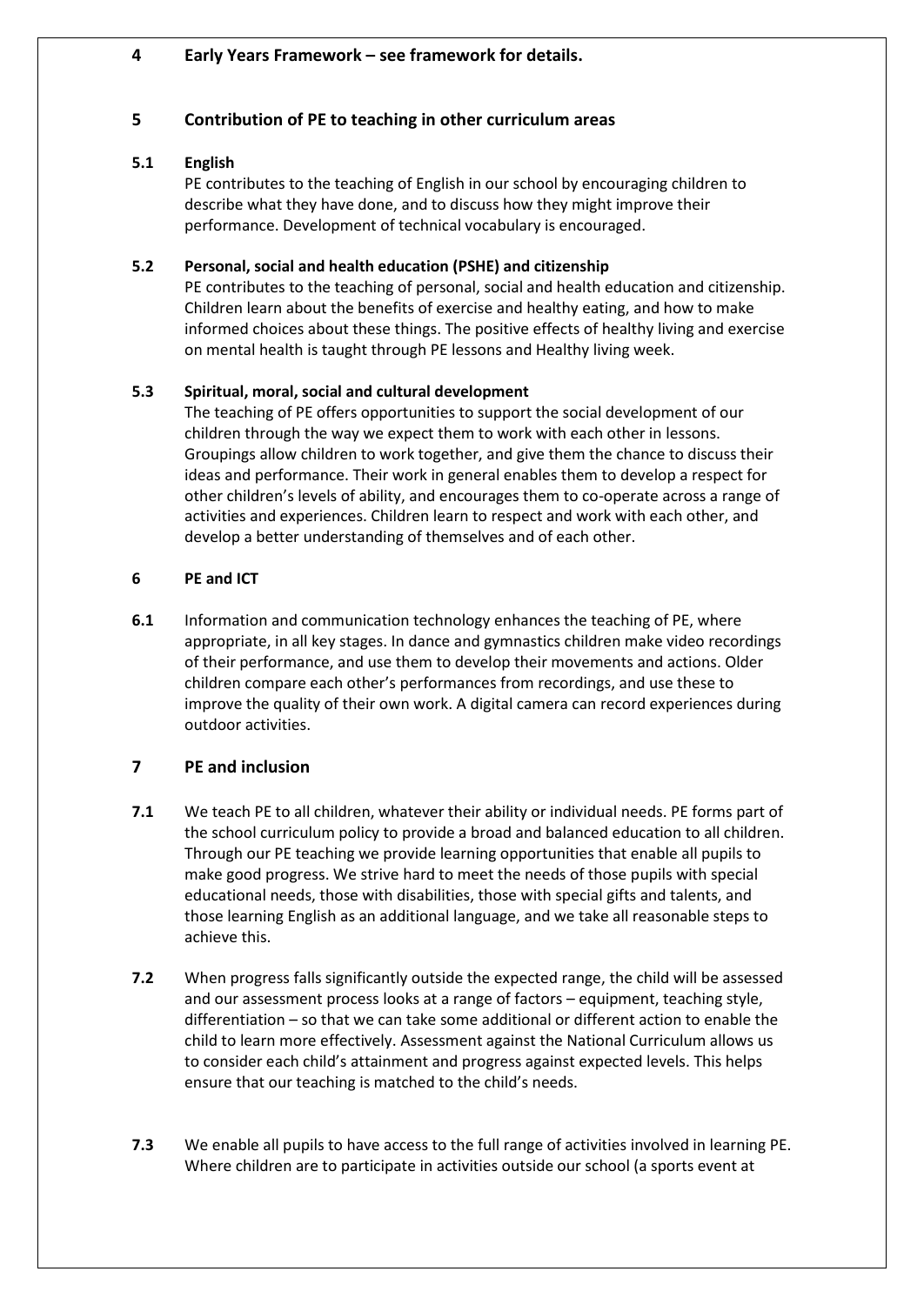## 4 Early Years Framework – see framework for details.

## 5 Contribution of PE to teaching in other curriculum areas

### 5.1 English

PE contributes to the teaching of English in our school by encouraging children to describe what they have done, and to discuss how they might improve their performance. Development of technical vocabulary is encouraged.

### 5.2 Personal, social and health education (PSHE) and citizenship

PE contributes to the teaching of personal, social and health education and citizenship. Children learn about the benefits of exercise and healthy eating, and how to make informed choices about these things. The positive effects of healthy living and exercise on mental health is taught through PE lessons and Healthy living week.

### 5.3 Spiritual, moral, social and cultural development

The teaching of PE offers opportunities to support the social development of our children through the way we expect them to work with each other in lessons. Groupings allow children to work together, and give them the chance to discuss their ideas and performance. Their work in general enables them to develop a respect for other children's levels of ability, and encourages them to co-operate across a range of activities and experiences. Children learn to respect and work with each other, and develop a better understanding of themselves and of each other.

## 6 PE and ICT

**6.1** Information and communication technology enhances the teaching of PE, where appropriate, in all key stages. In dance and gymnastics children make video recordings of their performance, and use them to develop their movements and actions. Older children compare each other's performances from recordings, and use these to improve the quality of their own work. A digital camera can record experiences during outdoor activities.

## 7 PE and inclusion

**7.1** We teach PE to all children, whatever their ability or individual needs. PE forms part of the school curriculum policy to provide a broad and balanced education to all children. Through our PE teaching we provide learning opportunities that enable all pupils to make good progress. We strive hard to meet the needs of those pupils with special educational needs, those with disabilities, those with special gifts and talents, and those learning English as an additional language, and we take all reasonable steps to achieve this.

**7.2** When progress falls significantly outside the expected range, the child will be assessed and our assessment process looks at a range of factors – equipment, teaching style, differentiation – so that we can take some additional or different action to enable the child to learn more effectively. Assessment against the National Curriculum allows us to consider each child's attainment and progress against expected levels. This helps ensure that our teaching is matched to the child's needs.

**7.3** We enable all pupils to have access to the full range of activities involved in learning PE. Where children are to participate in activities outside our school (a sports event at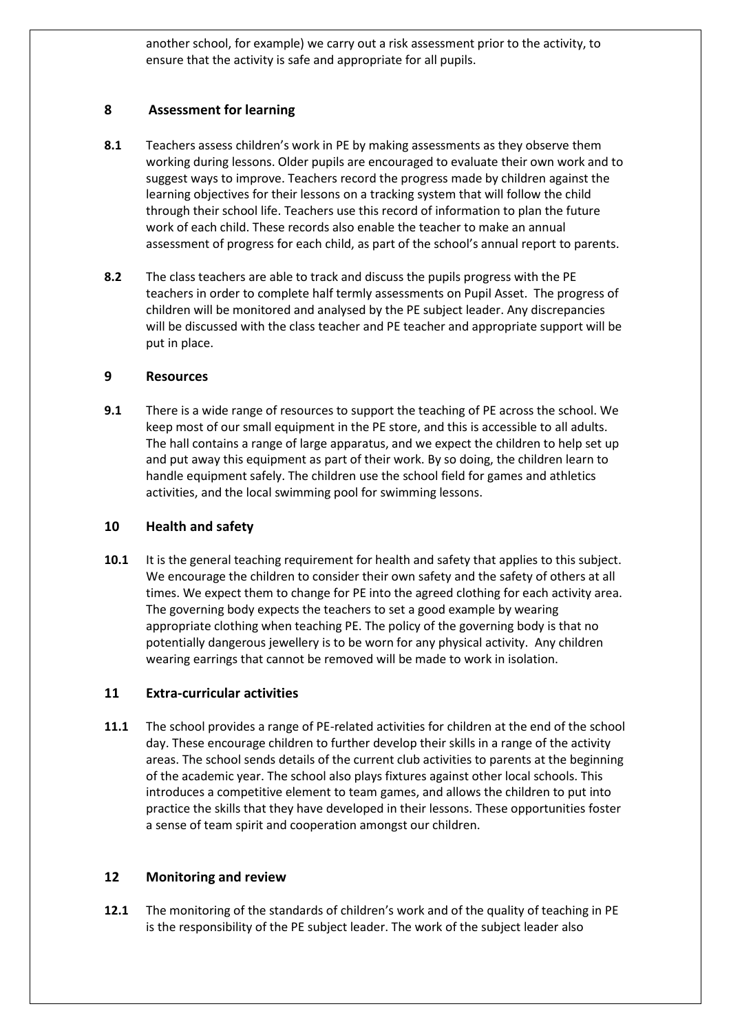another school, for example) we carry out a risk assessment prior to the activity, to ensure that the activity is safe and appropriate for all pupils.

## 8 Assessment for learning

**8.1** Teachers assess children's work in PE by making assessments as they observe them working during lessons. Older pupils are encouraged to evaluate their own work and to suggest ways to improve. Teachers record the progress made by children against the learning objectives for their lessons on a tracking system that will follow the child through their school life. Teachers use this record of information to plan the future work of each child. These records also enable the teacher to make an annual assessment of progress for each child, as part of the school's annual report to parents.

**8.2** The class teachers are able to track and discuss the pupils progress with the PE teachers in order to complete half termly assessments on Pupil Asset. The progress of children will be monitored and analysed by the PE subject leader. Any discrepancies will be discussed with the class teacher and PE teacher and appropriate support will be put in place.

## 9 Resources

**9.1** There is a wide range of resources to support the teaching of PE across the school. We keep most of our small equipment in the PE store, and this is accessible to all adults. The hall contains a range of large apparatus, and we expect the children to help set up and put away this equipment as part of their work. By so doing, the children learn to handle equipment safely. The children use the school field for games and athletics activities, and the local swimming pool for swimming lessons.

## 10 Health and safety

**10.1** It is the general teaching requirement for health and safety that applies to this subject. We encourage the children to consider their own safety and the safety of others at all times. We expect them to change for PE into the agreed clothing for each activity area. The governing body expects the teachers to set a good example by wearing appropriate clothing when teaching PE. The policy of the governing body is that no potentially dangerous jewellery is to be worn for any physical activity. Any children wearing earrings that cannot be removed will be made to work in isolation.

## 11 Extra-curricular activities

**11.1** The school provides a range of PE-related activities for children at the end of the school day. These encourage children to further develop their skills in a range of the activity areas. The school sends details of the current club activities to parents at the beginning of the academic year. The school also plays fixtures against other local schools. This introduces a competitive element to team games, and allows the children to put into practice the skills that they have developed in their lessons. These opportunities foster a sense of team spirit and cooperation amongst our children.

## 12 Monitoring and review

**12.1** The monitoring of the standards of children's work and of the quality of teaching in PE is the responsibility of the PE subject leader. The work of the subject leader also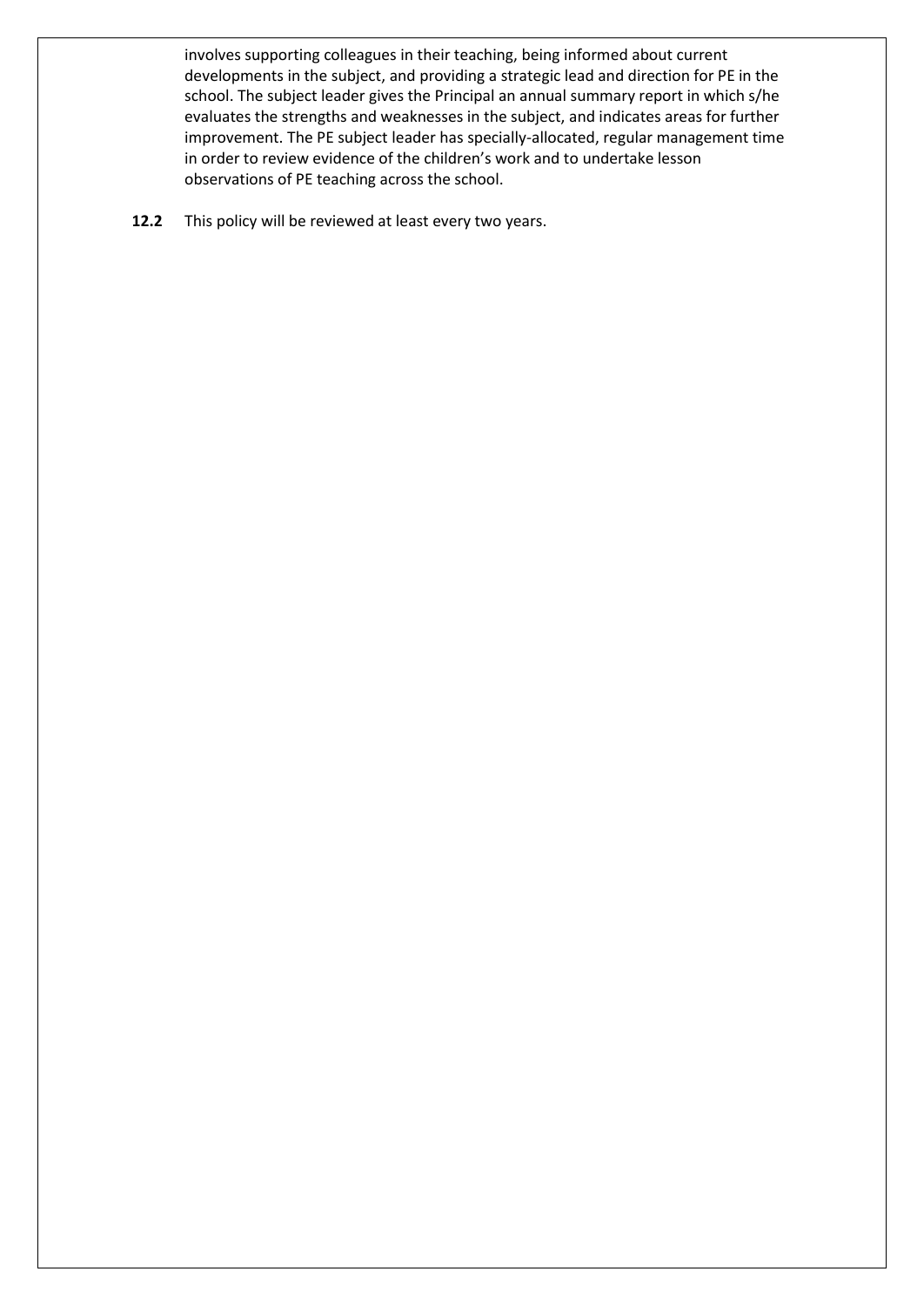involves supporting colleagues in their teaching, being informed about current developments in the subject, and providing a strategic lead and direction for PE in the school. The subject leader gives the Principal an annual summary report in which s/he evaluates the strengths and weaknesses in the subject, and indicates areas for further improvement. The PE subject leader has specially-allocated, regular management time in order to review evidence of the children's work and to undertake lesson observations of PE teaching across the school.

**12.2** This policy will be reviewed at least every two years.